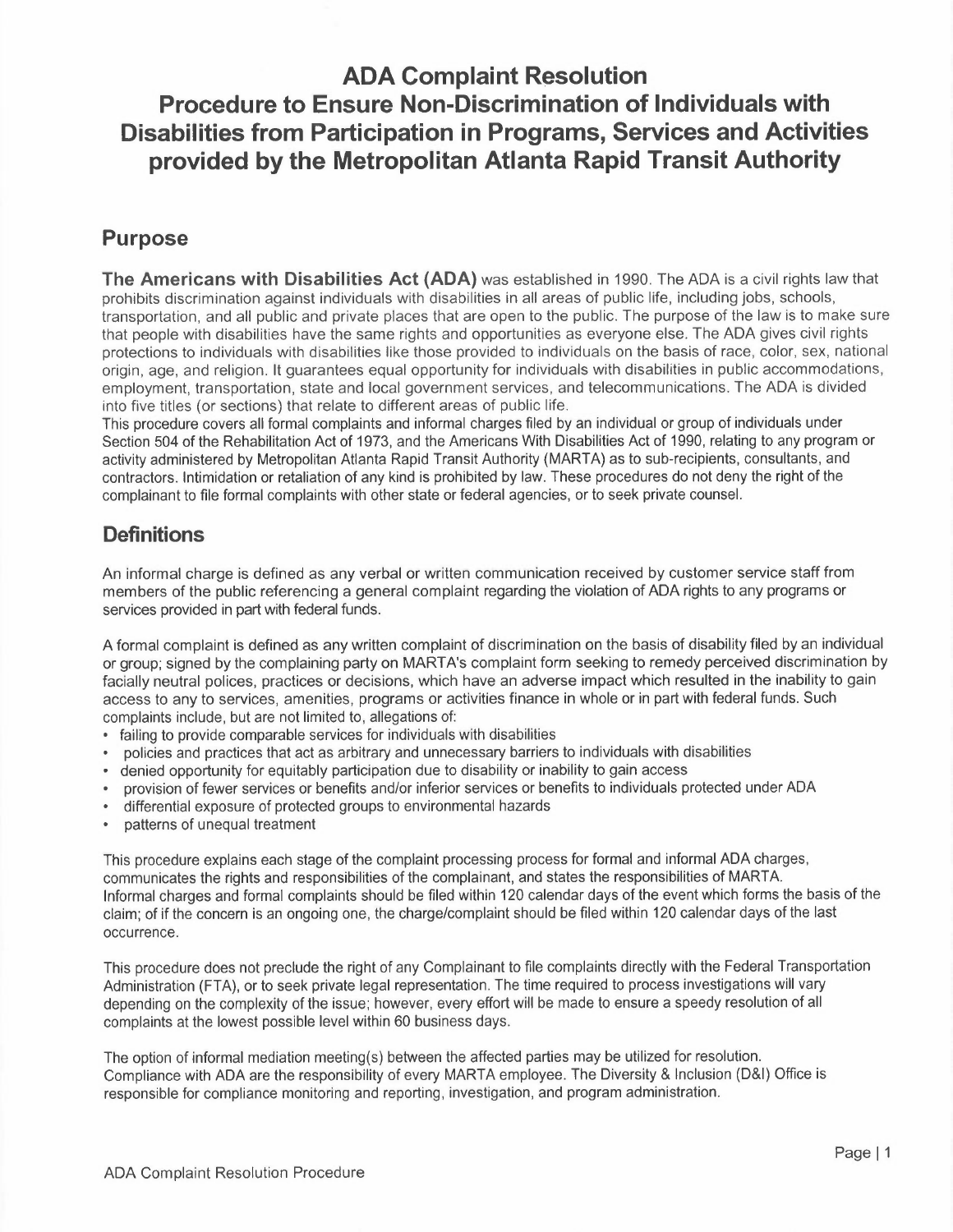# ADA Complaint Resolution Procedure to Ensure Non-Discrimination of Individuals with Disabilities from Participation in Programs, Services and Activities provided by the Metropolitan Atlanta Rapid Transit Authority

## Purpose

**The Americans with Disabilities Act (ADA)** was established in 1990. The ADA is a civil rights law that prohibits discrimination against individuals with disabilities in all areas of public life, including jobs, schools, transportation, and all public and private places that are open to the public. The purpose of the law is to make sure that people with disabilities have the same rights and opportunities as everyone else. The ADA gives civil rights protections to individuals with disabilities like those provided to individuals on the basis of race, color, sex, national origin, age, and religion. It guarantees equal opportunity for individuals with disabilities in public accommodations, employment, transportation, state and local government services, and telecommunications. The ADA is divided into five titles (or sections) that relate to different areas of public life.

This procedure covers all formal complaints and informal charges filed by an individual or group of individuals under Section 504 of the Rehabilitation Act of 1973, and the Americans With Disabilities Act of 1990, relating to any program or activity administered by Metropolitan Atlanta Rapid Transit Authority (MARTA) as to sub-recipients, consultants, and contractors. Intimidation or retaliation of any kind is prohibited by law. These procedures do not deny the right of the complainant to file formal complaints with other state or federal agencies, or to seek private counsel.

## Definitions

An informal charge is defined as any verbal or written communication received by customer service staff from members of the public referencing a general complaint regarding the violation of ADA rights to any programs or services provided in part with federal funds.

A formal complaint is defined as any written complaint of discrimination on the basis of disability filed by an individual or group; signed by the complaining party on MARTA's complaint form seeking to remedy perceived discrimination by facially neutral polices, practices or decisions, which have an adverse impact which resulted in the inability to gain access to any to services, amenities, programs or activities finance in whole or in part with federal funds. Such complaints include, but are not limited to, allegations of:

- failing to provide comparable services for individuals with disabilities
- policies and practices that act as arbitrary and unnecessary barriers to individuals with disabilities
- denied opportunity for equitably participation due to disability or inability to gain access
- provision of fewer services or benefits and/or inferior services or benefits to individuals protected under ADA
- differential exposure of protected groups to environmental hazards
- patterns of unequal treatment

This procedure explains each stage of the complaint processing process for formal and informal ADA charges, communicates the rights and responsibilities of the complainant, and states the responsibilities of MARTA.

Informal charges and formal complaints should be filed within 120 calendar days of the event which forms the basis of the claim; of if the concern is an ongoing one, the charge/complaint should be filed within 120 calendar days of the last occurrence.

This procedure does not preclude the right of any Complainant to file complaints directly with the Federal Transportation Administration (FTA), or to seek private legal representation. The time required to process investigations will vary depending on the complexity of the issue; however, every effort will be made to ensure a speedy resolution of all complaints at the lowest possible level within 60 business days.

The option of informal mediation meeting(s) between the affected parties may be utilized for resolution.

Compliance with ADA are the responsibility of every MARTA employee. The Diversity & Inclusion (D&I) Office is responsible for compliance monitoring and reporting, investigation, and program administration.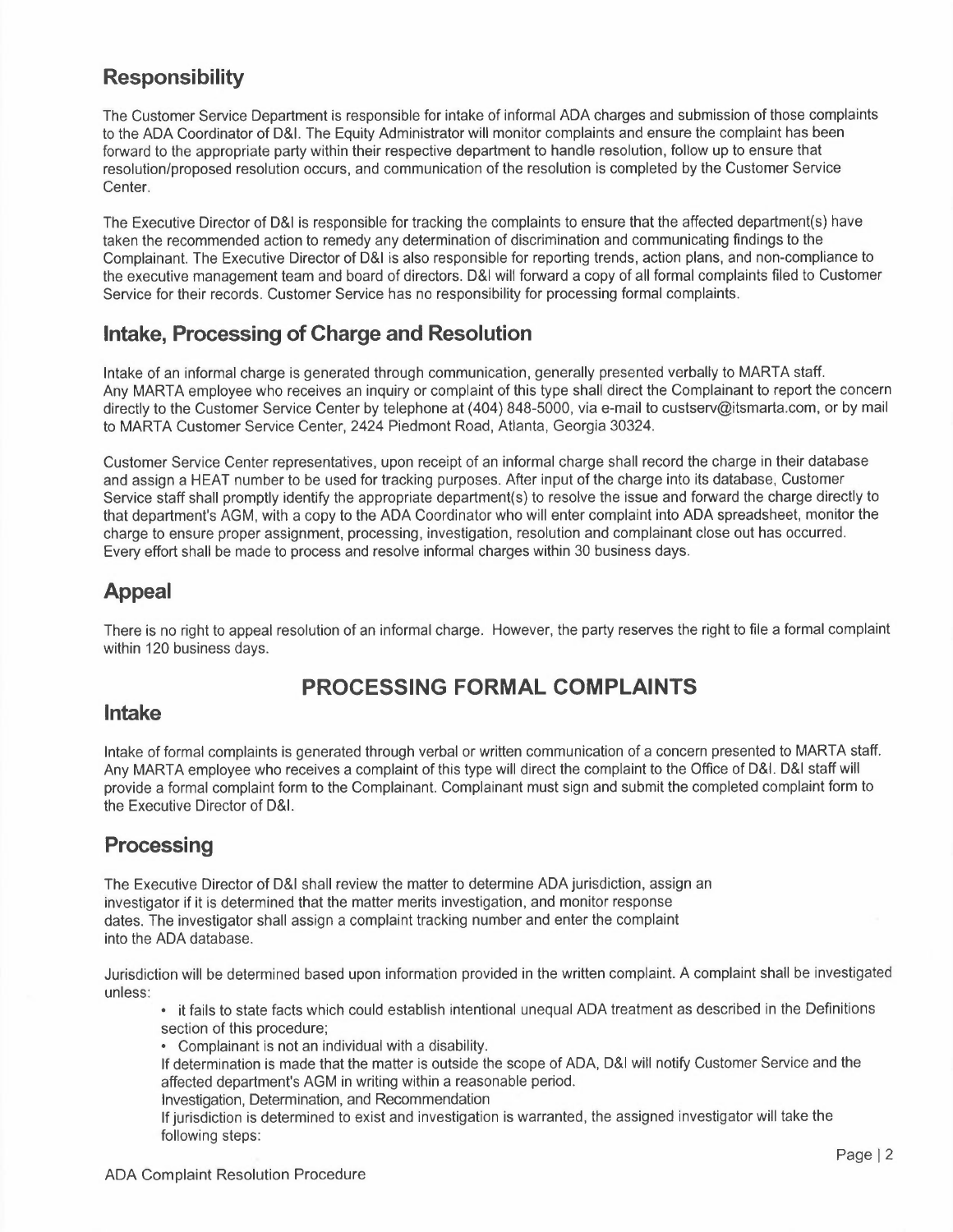## Responsibility

The Customer Service Department is responsible for intake of informal ADA charges and submission of those complaints to the ADA Coordinator of D&I. The Equity Administrator will monitor complaints and ensure the complaint has been forward to the appropriate party within their respective department to handle resolution, follow up to ensure that resolution/proposed resolution occurs, and communication of the resolution is completed by the Customer Service Center.

The Executive Director of D&I is responsible for tracking the complaints to ensure that the affected department(s) have taken the recommended action to remedy any determination of discrimination and communicating findings to the Complainant. The Executive Director of D&I is also responsible for reporting trends, action plans, and non-compliance to the executive management team and board of directors. D&I will forward a copy of all formal complaints filed to Customer Service for their records. Customer Service has no responsibility for processing formal complaints.

## Intake, Processing of Charge and Resolution

Intake of an informal charge is generated through communication, generally presented verbally to MARTA staff. Any MARTA employee who receives an inquiry or complaint of this type shall direct the Complainant to report the concern directly to the Customer Service Center by telephone at (404) 848-5000, via e-mail to custserv@itsmarta.com, or by mail to MARTA Customer Service Center, 2424 Piedmont Road, Atlanta, Georgia 30324.

Customer Service Center representatives, upon receipt of an informal charge shall record the charge in their database and assign a HEAT number to be used for tracking purposes. After input of the charge into its database, Customer Service staff shall promptly identify the appropriate department(s) to resolve the issue and forward the charge directly to that department's AGM, with a copy to the ADA Coordinator who will enter complaint into ADA spreadsheet, monitor the charge to ensure proper assignment, processing, investigation, resolution and complainant close out has occurred. Every effort shall be made to process and resolve informal charges within 30 business days.

## Appeal

There is no right to appeal resolution of an informal charge. However, the party reserves the right to file a formal complaint within 120 business days.

# PROCESSING FORMAL COMPLAINTS

## Intake

Intake of formal complaints is generated through verbal or written communication of a concern presented to MARTA staff. Any MARTA employee who receives a complaint of this type will direct the complaint to the Office of D&I. D&I staff will provide a formal complaint form to the Complainant. Complainant must sign and submit the completed complaint form to the Executive Director of D&I.

## Processing

The Executive Director of D&I shall review the matter to determine ADA jurisdiction, assign an investigator if it is determined that the matter merits investigation, and monitor response dates. The investigator shall assign a complaint tracking number and enter the complaint into the ADA database.

Jurisdiction will be determined based upon information provided in the written complaint. A complaint shall be investigated unless:

- it fails to state facts which could establish intentional unequal ADA treatment as described in the Definitions section of this procedure;
- Complainant is not an individual with a disability.

If determination is made that the matter is outside the scope of ADA, D&I will notify Customer Service and the affected department's AGM in writing within a reasonable period.

Investigation, Determination, and Recommendation

If jurisdiction is determined to exist and investigation is warranted, the assigned investigator will take the following steps: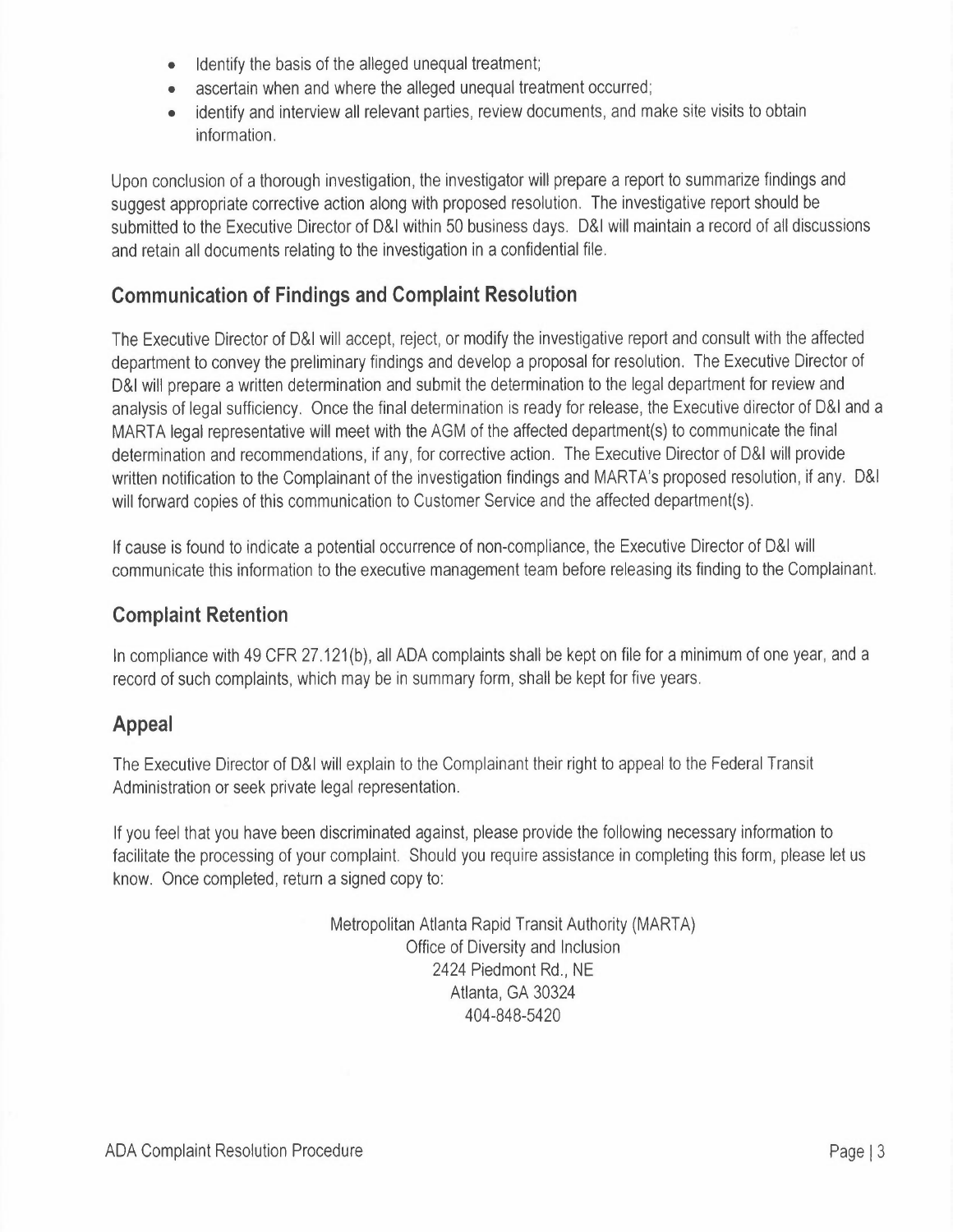- Identify the basis of the alleged unequal treatment;
- ascertain when and where the alleged unequal treatment occurred;
- identify and interview all relevant parties, review documents, and make site visits to obtain information.

Upon conclusion of a thorough investigation, the investigator will prepare a report to summarize findings and suggest appropriate corrective action along with proposed resolution. The investigative report should be submitted to the Executive Director of D&I within 50 business days. D&I will maintain a record of all discussions and retain all documents relating to the investigation in a confidential file.

## Communication of Findings and Complaint Resolution

The Executive Director of D&I will accept, reject, or modify the investigative report and consult with the affected department to convey the preliminary findings and develop a proposal for resolution. The Executive Director of D&I will prepare a written determination and submit the determination to the legal department for review and analysis of legal sufficiency. Once the final determination is ready for release, the Executive director of D&I and a MARTA legal representative will meet with the AGM of the affected department(s) to communicate the final determination and recommendations, if any, for corrective action. The Executive Director of D&I will provide written notification to the Complainant of the investigation findings and MARTA's proposed resolution, if any. D&I will forward copies of this communication to Customer Service and the affected department(s).

If cause is found to indicate a potential occurrence of non-compliance, the Executive Director of D&I will communicate this information to the executive management team before releasing its finding to the Complainant.

## Complaint Retention

In compliance with 49 CFR 27.121(b), all ADA complaints shall be kept on file for a minimum of one year, and a record of such complaints, which may be in summary form, shall be kept for five years.

## Appeal

The Executive Director of D&I will explain to the Complainant their right to appeal to the Federal Transit Administration or seek private legal representation.

If you feel that you have been discriminated against, please provide the following necessary information to facilitate the processing of your complaint. Should you require assistance in completing this form, please let us know. Once completed, return a signed copy to:

Metropolitan Atlanta Rapid Transit Authority (MARTA)
Office of Diversity and Inclusion
2424 Piedmont Rd., NE
Atlanta, GA 30324
404-848-5420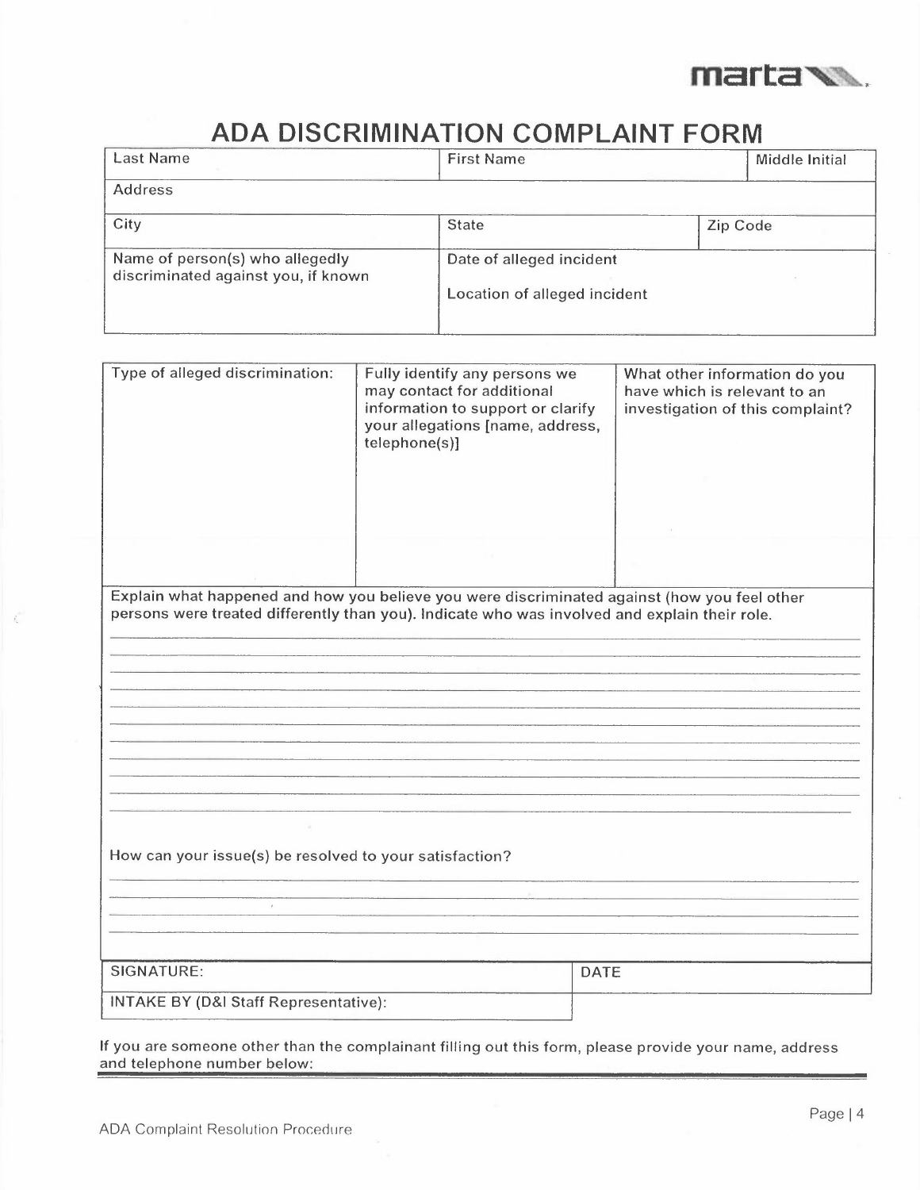marta

# ADA DISCRIMINATION COMPLAINT FORM

| Last Name | First Name | | Middle Initial |
|---|---|---|---|
| Address | | | |
| City | State | Zip Code | |
| Name of person(s) who allegedly discriminated against you, if known | Date of alleged incident<br><br>Location of alleged incident | | |

| Type of alleged discrimination: | Fully identify any persons we may contact for additional information to support or clarify your allegations [name, address, telephone(s)] | What other information do you have which is relevant to an investigation of this complaint? |
|---|---|---|
| | | |

Explain what happened and how you believe you were discriminated against (how you feel other persons were treated differently than you). Indicate who was involved and explain their role.

______________________________________________________________________________

______________________________________________________________________________

______________________________________________________________________________

______________________________________________________________________________

______________________________________________________________________________

______________________________________________________________________________

______________________________________________________________________________

______________________________________________________________________________

______________________________________________________________________________

______________________________________________________________________________

How can your issue(s) be resolved to your satisfaction?

______________________________________________________________________________

______________________________________________________________________________

______________________________________________________________________________

______________________________________________________________________________

| SIGNATURE: | DATE |
|---|---|
| INTAKE BY (D&I Staff Representative): | |

If you are someone other than the complainant filling out this form, please provide your name, address and telephone number below:

______________________________________________________________________________

ADA Complaint Resolution Procedure